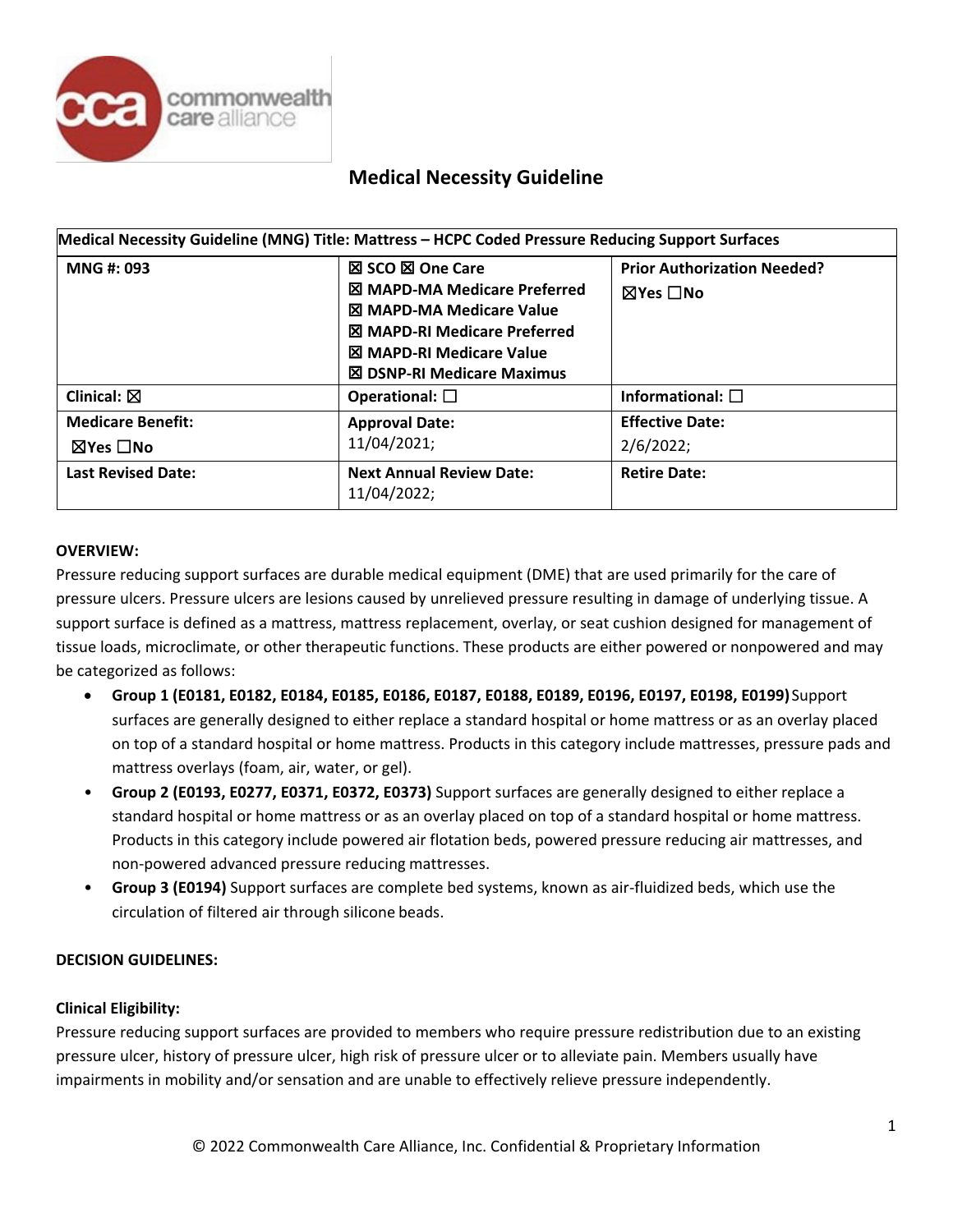# Medical Necessity Guideline

| Medical Necessity Guideline (MNG) Title: Mattress – HCPC Coded Pressure Reducing Support Surfaces | | |
|---|---|---|
| **MNG #: 093** | **☒ SCO ☒ One Care**<br>**☒ MAPD-MA Medicare Preferred**<br>**☒ MAPD-MA Medicare Value**<br>**☒ MAPD-RI Medicare Preferred**<br>**☒ MAPD-RI Medicare Value**<br>**☒ DSNP-RI Medicare Maximus** | **Prior Authorization Needed?**<br>**☒Yes ☐No** |
| **Clinical:** ☒ | **Operational:** ☐ | **Informational:** ☐ |
| **Medicare Benefit:**<br>**☒Yes ☐No** | **Approval Date:**<br>11/04/2021; | **Effective Date:**<br>2/6/2022; |
| **Last Revised Date:** | **Next Annual Review Date:**<br>11/04/2022; | **Retire Date:** |

**OVERVIEW:**

Pressure reducing support surfaces are durable medical equipment (DME) that are used primarily for the care of pressure ulcers. Pressure ulcers are lesions caused by unrelieved pressure resulting in damage of underlying tissue. A support surface is defined as a mattress, mattress replacement, overlay, or seat cushion designed for management of tissue loads, microclimate, or other therapeutic functions. These products are either powered or nonpowered and may be categorized as follows:

- **Group 1 (E0181, E0182, E0184, E0185, E0186, E0187, E0188, E0189, E0196, E0197, E0198, E0199)** Support surfaces are generally designed to either replace a standard hospital or home mattress or as an overlay placed on top of a standard hospital or home mattress. Products in this category include mattresses, pressure pads and mattress overlays (foam, air, water, or gel).
- **Group 2 (E0193, E0277, E0371, E0372, E0373)** Support surfaces are generally designed to either replace a standard hospital or home mattress or as an overlay placed on top of a standard hospital or home mattress. Products in this category include powered air flotation beds, powered pressure reducing air mattresses, and non-powered advanced pressure reducing mattresses.
- **Group 3 (E0194)** Support surfaces are complete bed systems, known as air-fluidized beds, which use the circulation of filtered air through silicone beads.

**DECISION GUIDELINES:**

**Clinical Eligibility:**

Pressure reducing support surfaces are provided to members who require pressure redistribution due to an existing pressure ulcer, history of pressure ulcer, high risk of pressure ulcer or to alleviate pain. Members usually have impairments in mobility and/or sensation and are unable to effectively relieve pressure independently.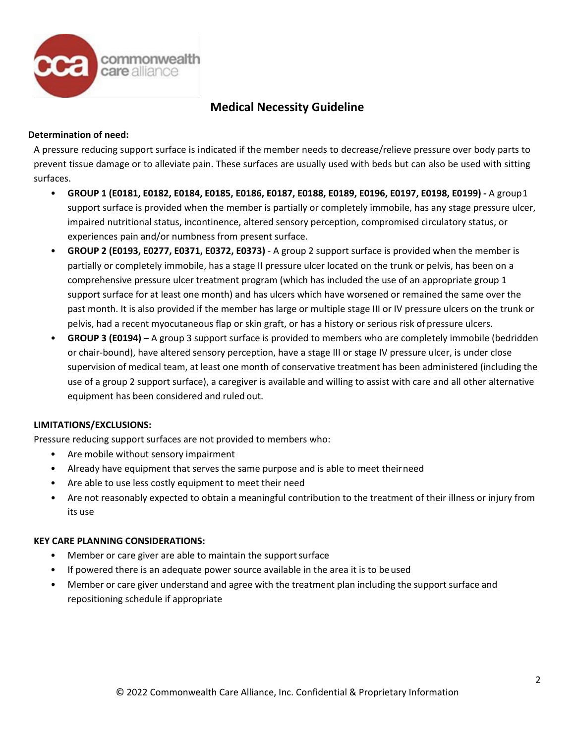## Medical Necessity Guideline

**Determination of need:**

A pressure reducing support surface is indicated if the member needs to decrease/relieve pressure over body parts to prevent tissue damage or to alleviate pain. These surfaces are usually used with beds but can also be used with sitting surfaces.

- **GROUP 1 (E0181, E0182, E0184, E0185, E0186, E0187, E0188, E0189, E0196, E0197, E0198, E0199) -** A group 1 support surface is provided when the member is partially or completely immobile, has any stage pressure ulcer, impaired nutritional status, incontinence, altered sensory perception, compromised circulatory status, or experiences pain and/or numbness from present surface.
- **GROUP 2 (E0193, E0277, E0371, E0372, E0373)** - A group 2 support surface is provided when the member is partially or completely immobile, has a stage II pressure ulcer located on the trunk or pelvis, has been on a comprehensive pressure ulcer treatment program (which has included the use of an appropriate group 1 support surface for at least one month) and has ulcers which have worsened or remained the same over the past month. It is also provided if the member has large or multiple stage III or IV pressure ulcers on the trunk or pelvis, had a recent myocutaneous flap or skin graft, or has a history or serious risk of pressure ulcers.
- **GROUP 3 (E0194)** – A group 3 support surface is provided to members who are completely immobile (bedridden or chair-bound), have altered sensory perception, have a stage III or stage IV pressure ulcer, is under close supervision of medical team, at least one month of conservative treatment has been administered (including the use of a group 2 support surface), a caregiver is available and willing to assist with care and all other alternative equipment has been considered and ruled out.

**LIMITATIONS/EXCLUSIONS:**

Pressure reducing support surfaces are not provided to members who:

- Are mobile without sensory impairment
- Already have equipment that serves the same purpose and is able to meet their need
- Are able to use less costly equipment to meet their need
- Are not reasonably expected to obtain a meaningful contribution to the treatment of their illness or injury from its use

**KEY CARE PLANNING CONSIDERATIONS:**

- Member or care giver are able to maintain the support surface
- If powered there is an adequate power source available in the area it is to be used
- Member or care giver understand and agree with the treatment plan including the support surface and repositioning schedule if appropriate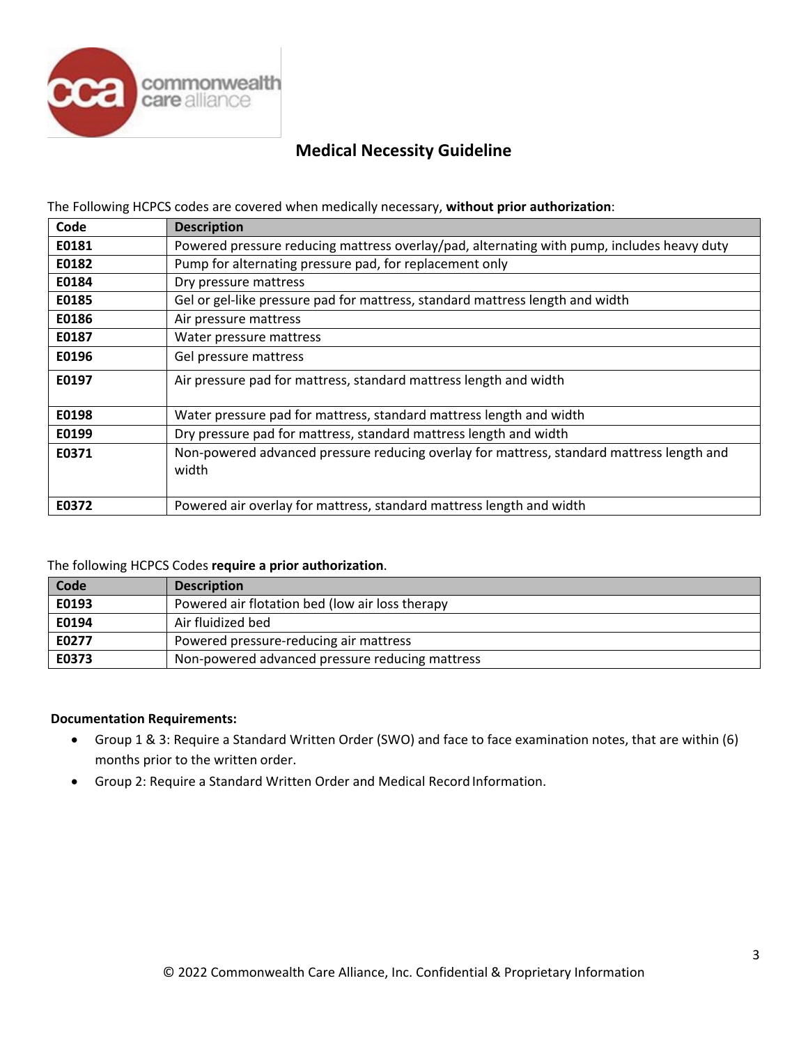## Medical Necessity Guideline

The Following HCPCS codes are covered when medically necessary, **without prior authorization**:

| Code | Description |
|---|---|
| **E0181** | Powered pressure reducing mattress overlay/pad, alternating with pump, includes heavy duty |
| **E0182** | Pump for alternating pressure pad, for replacement only |
| **E0184** | Dry pressure mattress |
| **E0185** | Gel or gel-like pressure pad for mattress, standard mattress length and width |
| **E0186** | Air pressure mattress |
| **E0187** | Water pressure mattress |
| **E0196** | Gel pressure mattress |
| **E0197** | Air pressure pad for mattress, standard mattress length and width |
| **E0198** | Water pressure pad for mattress, standard mattress length and width |
| **E0199** | Dry pressure pad for mattress, standard mattress length and width |
| **E0371** | Non-powered advanced pressure reducing overlay for mattress, standard mattress length and width |
| **E0372** | Powered air overlay for mattress, standard mattress length and width |

The following HCPCS Codes **require a prior authorization**.

| Code | Description |
|---|---|
| **E0193** | Powered air flotation bed (low air loss therapy |
| **E0194** | Air fluidized bed |
| **E0277** | Powered pressure-reducing air mattress |
| **E0373** | Non-powered advanced pressure reducing mattress |

**Documentation Requirements:**

- Group 1 & 3: Require a Standard Written Order (SWO) and face to face examination notes, that are within (6) months prior to the written order.
- Group 2: Require a Standard Written Order and Medical Record Information.

© 2022 Commonwealth Care Alliance, Inc. Confidential & Proprietary Information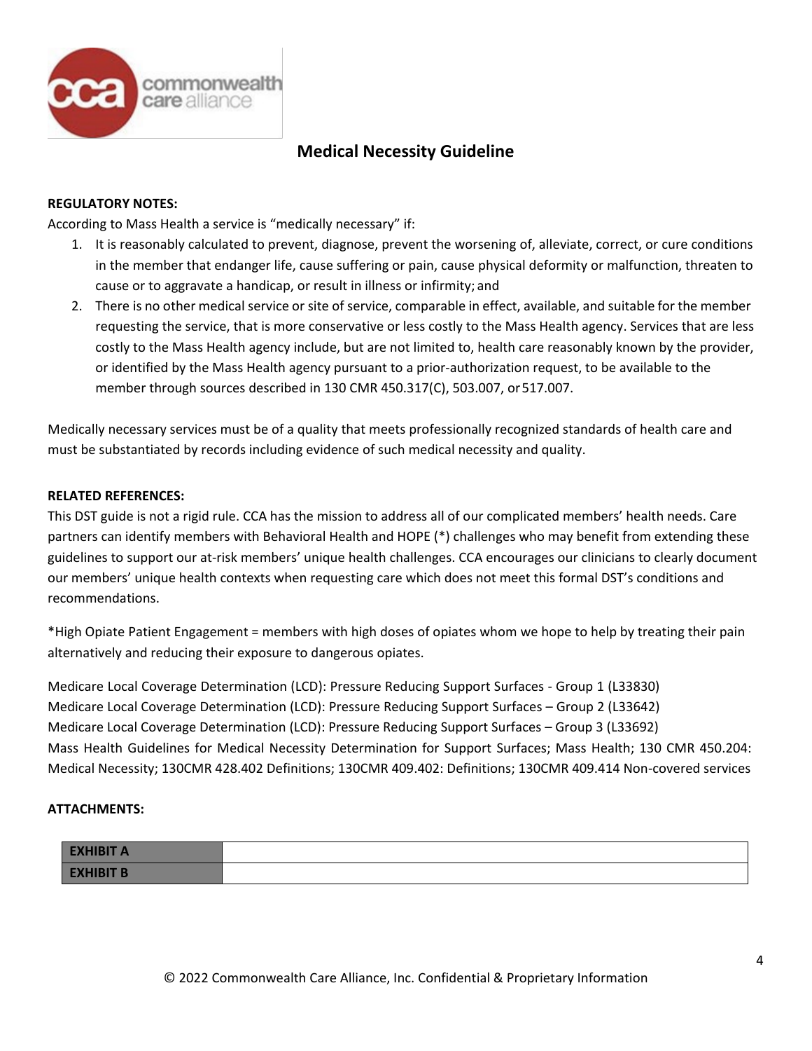## Medical Necessity Guideline

**REGULATORY NOTES:**

According to Mass Health a service is "medically necessary" if:

1. It is reasonably calculated to prevent, diagnose, prevent the worsening of, alleviate, correct, or cure conditions in the member that endanger life, cause suffering or pain, cause physical deformity or malfunction, threaten to cause or to aggravate a handicap, or result in illness or infirmity; and
2. There is no other medical service or site of service, comparable in effect, available, and suitable for the member requesting the service, that is more conservative or less costly to the Mass Health agency. Services that are less costly to the Mass Health agency include, but are not limited to, health care reasonably known by the provider, or identified by the Mass Health agency pursuant to a prior-authorization request, to be available to the member through sources described in 130 CMR 450.317(C), 503.007, or 517.007.

Medically necessary services must be of a quality that meets professionally recognized standards of health care and must be substantiated by records including evidence of such medical necessity and quality.

**RELATED REFERENCES:**

This DST guide is not a rigid rule. CCA has the mission to address all of our complicated members' health needs. Care partners can identify members with Behavioral Health and HOPE (*) challenges who may benefit from extending these guidelines to support our at-risk members' unique health challenges. CCA encourages our clinicians to clearly document our members' unique health contexts when requesting care which does not meet this formal DST's conditions and recommendations.

*High Opiate Patient Engagement = members with high doses of opiates whom we hope to help by treating their pain alternatively and reducing their exposure to dangerous opiates.

Medicare Local Coverage Determination (LCD): Pressure Reducing Support Surfaces - Group 1 (L33830)
Medicare Local Coverage Determination (LCD): Pressure Reducing Support Surfaces – Group 2 (L33642)
Medicare Local Coverage Determination (LCD): Pressure Reducing Support Surfaces – Group 3 (L33692)
Mass Health Guidelines for Medical Necessity Determination for Support Surfaces; Mass Health; 130 CMR 450.204: Medical Necessity; 130CMR 428.402 Definitions; 130CMR 409.402: Definitions; 130CMR 409.414 Non-covered services

**ATTACHMENTS:**

| EXHIBIT A | |
|---|---|
| EXHIBIT B | |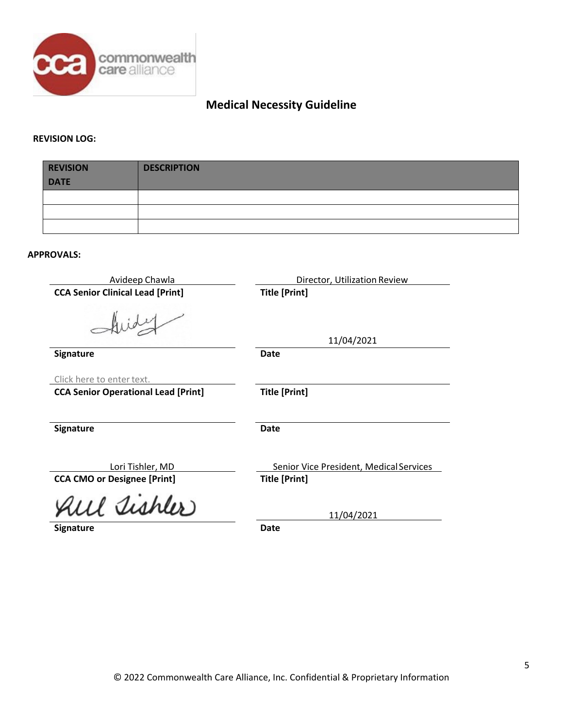## Medical Necessity Guideline

**REVISION LOG:**

| REVISION DATE | DESCRIPTION |
|---|---|
| | |
| | |
| | |

**APPROVALS:**

Avideep Chawla
**CCA Senior Clinical Lead [Print]**

Director, Utilization Review
**Title [Print]**

**Signature**

11/04/2021
**Date**

Click here to enter text.
**CCA Senior Operational Lead [Print]**

**Title [Print]**

**Signature**

**Date**

Lori Tishler, MD
**CCA CMO or Designee [Print]**

Senior Vice President, Medical Services
**Title [Print]**

**Signature**

11/04/2021
**Date**

© 2022 Commonwealth Care Alliance, Inc. Confidential & Proprietary Information